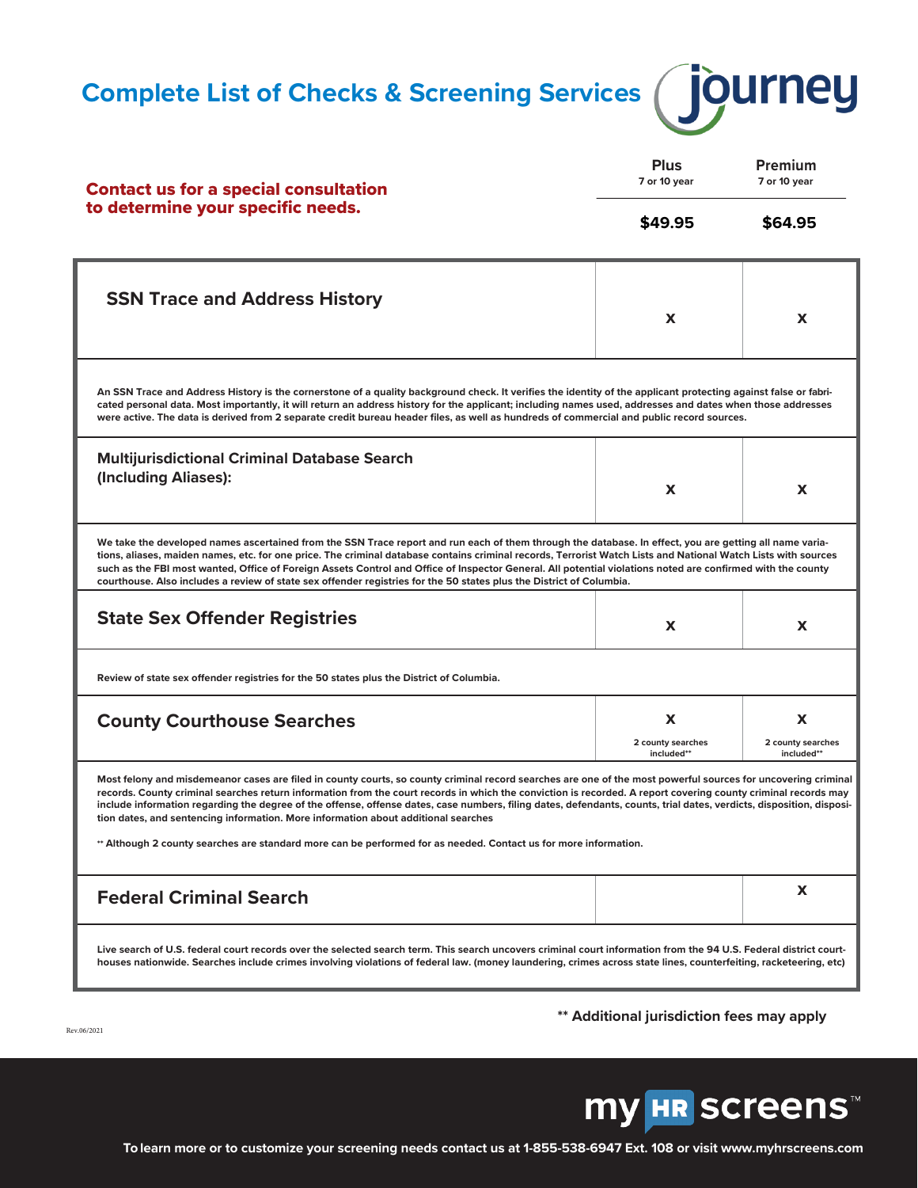# Complete List of Checks & Screening Services

journey

**Contact us for a special consultation to determine your specific needs.**

| | Plus<br>7 or 10 year | Premium<br>7 or 10 year |
|---|---|---|
| | **$49.95** | **$64.95** |
| **SSN Trace and Address History** | X | X |
| **Multijurisdictional Criminal Database Search (Including Aliases):** | X | X |
| **State Sex Offender Registries** | X | X |
| **County Courthouse Searches** | X<br>2 county searches included** | X<br>2 county searches included** |
| **Federal Criminal Search** | | X |

## SSN Trace and Address History

An SSN Trace and Address History is the cornerstone of a quality background check. It verifies the identity of the applicant protecting against false or fabricated personal data. Most importantly, it will return an address history for the applicant; including names used, addresses and dates when those addresses were active. The data is derived from 2 separate credit bureau header files, as well as hundreds of commercial and public record sources.

## Multijurisdictional Criminal Database Search (Including Aliases):

We take the developed names ascertained from the SSN Trace report and run each of them through the database. In effect, you are getting all name variations, aliases, maiden names, etc. for one price. The criminal database contains criminal records, Terrorist Watch Lists and National Watch Lists with sources such as the FBI most wanted, Office of Foreign Assets Control and Office of Inspector General. All potential violations noted are confirmed with the county courthouse. Also includes a review of state sex offender registries for the 50 states plus the District of Columbia.

## State Sex Offender Registries

Review of state sex offender registries for the 50 states plus the District of Columbia.

## County Courthouse Searches

Most felony and misdemeanor cases are filed in county courts, so county criminal record searches are one of the most powerful sources for uncovering criminal records. County criminal searches return information from the court records in which the conviction is recorded. A report covering county criminal records may include information regarding the degree of the offense, offense dates, case numbers, filing dates, defendants, counts, trial dates, verdicts, disposition, disposition dates, and sentencing information. More information about additional searches

** Although 2 county searches are standard more can be performed for as needed. Contact us for more information.

## Federal Criminal Search

Live search of U.S. federal court records over the selected search term. This search uncovers criminal court information from the 94 U.S. Federal district courthouses nationwide. Searches include crimes involving violations of federal law. (money laundering, crimes across state lines, counterfeiting, racketeering, etc)

**\*\* Additional jurisdiction fees may apply**

Rev.06/2021

my HR screens™

**To learn more or to customize your screening needs contact us at 1-855-538-6947 Ext. 108 or visit www.myhrscreens.com**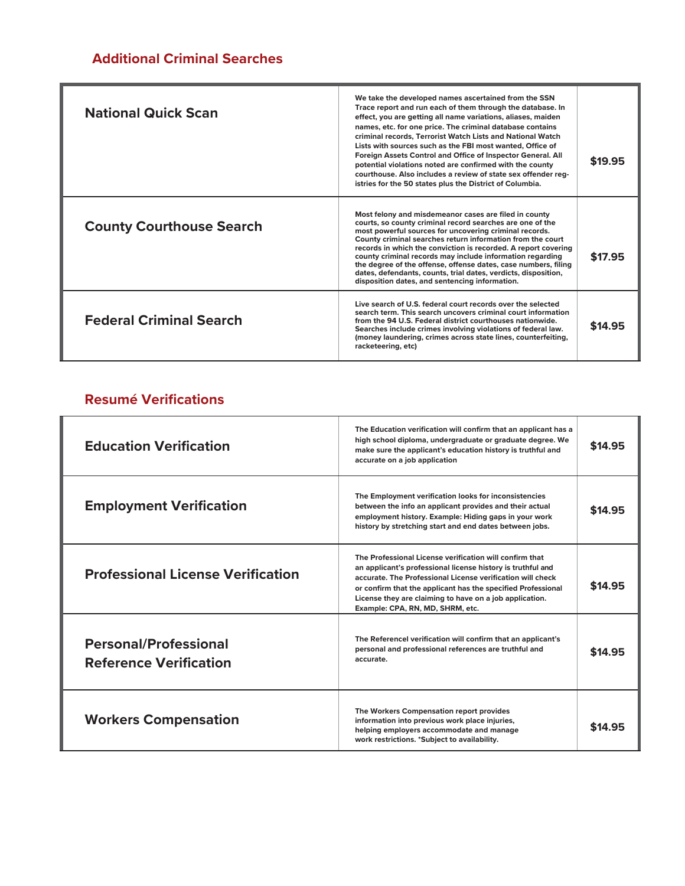## Additional Criminal Searches

| Search | Description | Price |
|---|---|---|
| **National Quick Scan** | We take the developed names ascertained from the SSN Trace report and run each of them through the database. In effect, you are getting all name variations, aliases, maiden names, etc. for one price. The criminal database contains criminal records, Terrorist Watch Lists and National Watch Lists with sources such as the FBI most wanted, Office of Foreign Assets Control and Office of Inspector General. All potential violations noted are confirmed with the county courthouse. Also includes a review of state sex offender registries for the 50 states plus the District of Columbia. | **$19.95** |
| **County Courthouse Search** | Most felony and misdemeanor cases are filed in county courts, so county criminal record searches are one of the most powerful sources for uncovering criminal records. County criminal searches return information from the court records in which the conviction is recorded. A report covering county criminal records may include information regarding the degree of the offense, offense dates, case numbers, filing dates, defendants, counts, trial dates, verdicts, disposition, disposition dates, and sentencing information. | **$17.95** |
| **Federal Criminal Search** | Live search of U.S. federal court records over the selected search term. This search uncovers criminal court information from the 94 U.S. Federal district courthouses nationwide. Searches include crimes involving violations of federal law. (money laundering, crimes across state lines, counterfeiting, racketeering, etc) | **$14.95** |

## Resumé Verifications

| Verification | Description | Price |
|---|---|---|
| **Education Verification** | The Education verification will confirm that an applicant has a high school diploma, undergraduate or graduate degree. We make sure the applicant's education history is truthful and accurate on a job application | **$14.95** |
| **Employment Verification** | The Employment verification looks for inconsistencies between the info an applicant provides and their actual employment history. Example: Hiding gaps in your work history by stretching start and end dates between jobs. | **$14.95** |
| **Professional License Verification** | The Professional License verification will confirm that an applicant's professional license history is truthful and accurate. The Professional License verification will check or confirm that the applicant has the specified Professional License they are claiming to have on a job application. Example: CPA, RN, MD, SHRM, etc. | **$14.95** |
| **Personal/Professional Reference Verification** | The Referencel verification will confirm that an applicant's personal and professional references are truthful and accurate. | **$14.95** |
| **Workers Compensation** | The Workers Compensation report provides information into previous work place injuries, helping employers accommodate and manage work restrictions. *Subject to availability. | **$14.95** |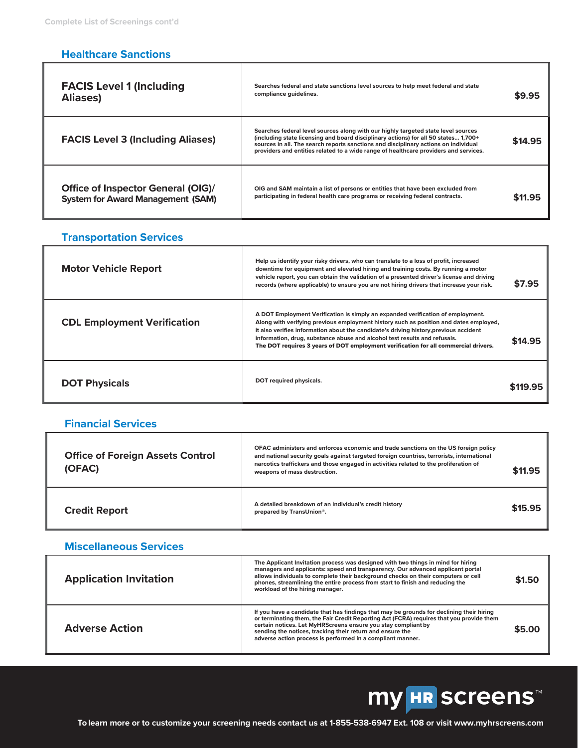Complete List of Screenings cont'd

## Healthcare Sanctions

| Screening | Description | Price |
|---|---|---|
| **FACIS Level 1 (Including Aliases)** | Searches federal and state sanctions level sources to help meet federal and state compliance guidelines. | **$9.95** |
| **FACIS Level 3 (Including Aliases)** | Searches federal level sources along with our highly targeted state level sources (including state licensing and board disciplinary actions) for all 50 states... 1,700+ sources in all. The search reports sanctions and disciplinary actions on individual providers and entities related to a wide range of healthcare providers and services. | **$14.95** |
| **Office of Inspector General (OIG)/ System for Award Management (SAM)** | OIG and SAM maintain a list of persons or entities that have been excluded from participating in federal health care programs or receiving federal contracts. | **$11.95** |

## Transportation Services

| Screening | Description | Price |
|---|---|---|
| **Motor Vehicle Report** | Help us identify your risky drivers, who can translate to a loss of profit, increased downtime for equipment and elevated hiring and training costs. By running a motor vehicle report, you can obtain the validation of a presented driver's license and driving records (where applicable) to ensure you are not hiring drivers that increase your risk. | **$7.95** |
| **CDL Employment Verification** | A DOT Employment Verification is simply an expanded verification of employment. Along with verifying previous employment history such as position and dates employed, it also verifies information about the candidate's driving history,previous accident information, drug, substance abuse and alcohol test results and refusals. **The DOT requires 3 years of DOT employment verification for all commercial drivers.** | **$14.95** |
| **DOT Physicals** | DOT required physicals. | **$119.95** |

## Financial Services

| Screening | Description | Price |
|---|---|---|
| **Office of Foreign Assets Control (OFAC)** | OFAC administers and enforces economic and trade sanctions on the US foreign policy and national security goals against targeted foreign countries, terrorists, international narcotics traffickers and those engaged in activities related to the proliferation of weapons of mass destruction. | **$11.95** |
| **Credit Report** | A detailed breakdown of an individual's credit history prepared by TransUnion®. | **$15.95** |

## Miscellaneous Services

| Screening | Description | Price |
|---|---|---|
| **Application Invitation** | The Applicant Invitation process was designed with two things in mind for hiring managers and applicants: speed and transparency. Our advanced applicant portal allows individuals to complete their background checks on their computers or cell phones, streamlining the entire process from start to finish and reducing the workload of the hiring manager. | **$1.50** |
| **Adverse Action** | If you have a candidate that has findings that may be grounds for declining their hiring or terminating them, the Fair Credit Reporting Act (FCRA) requires that you provide them certain notices. Let MyHRScreens ensure you stay compliant by sending the notices, tracking their return and ensure the adverse action process is performed in a compliant manner. | **$5.00** |

my HR screens™

**To learn more or to customize your screening needs contact us at 1-855-538-6947 Ext. 108 or visit www.myhrscreens.com**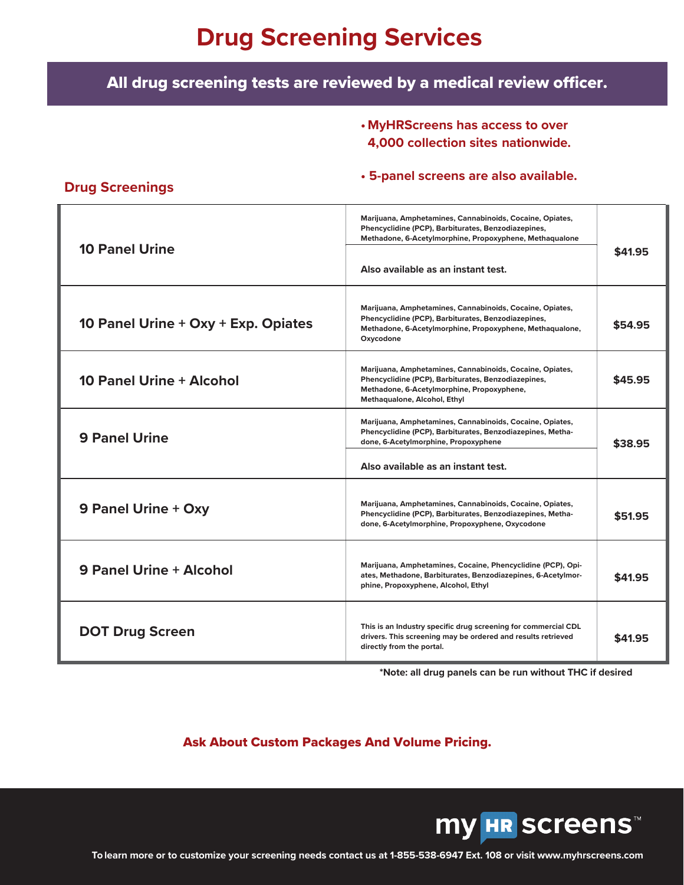# Drug Screening Services

**All drug screening tests are reviewed by a medical review officer.**

- **MyHRScreens has access to over 4,000 collection sites nationwide.**
- **5-panel screens are also available.**

## Drug Screenings

| Test | Description | Price |
|---|---|---|
| **10 Panel Urine** | Marijuana, Amphetamines, Cannabinoids, Cocaine, Opiates, Phencyclidine (PCP), Barbiturates, Benzodiazepines, Methadone, 6-Acetylmorphine, Propoxyphene, Methaqualone<br><br>Also available as an instant test. | **$41.95** |
| **10 Panel Urine + Oxy + Exp. Opiates** | Marijuana, Amphetamines, Cannabinoids, Cocaine, Opiates, Phencyclidine (PCP), Barbiturates, Benzodiazepines, Methadone, 6-Acetylmorphine, Propoxyphene, Methaqualone, Oxycodone | **$54.95** |
| **10 Panel Urine + Alcohol** | Marijuana, Amphetamines, Cannabinoids, Cocaine, Opiates, Phencyclidine (PCP), Barbiturates, Benzodiazepines, Methadone, 6-Acetylmorphine, Propoxyphene, Methaqualone, Alcohol, Ethyl | **$45.95** |
| **9 Panel Urine** | Marijuana, Amphetamines, Cannabinoids, Cocaine, Opiates, Phencyclidine (PCP), Barbiturates, Benzodiazepines, Methadone, 6-Acetylmorphine, Propoxyphene<br><br>Also available as an instant test. | **$38.95** |
| **9 Panel Urine + Oxy** | Marijuana, Amphetamines, Cannabinoids, Cocaine, Opiates, Phencyclidine (PCP), Barbiturates, Benzodiazepines, Methadone, 6-Acetylmorphine, Propoxyphene, Oxycodone | **$51.95** |
| **9 Panel Urine + Alcohol** | Marijuana, Amphetamines, Cocaine, Phencyclidine (PCP), Opiates, Methadone, Barbiturates, Benzodiazepines, 6-Acetylmorphine, Propoxyphene, Alcohol, Ethyl | **$41.95** |
| **DOT Drug Screen** | This is an Industry specific drug screening for commercial CDL drivers. This screening may be ordered and results retrieved directly from the portal. | **$41.95** |

*Note: all drug panels can be run without THC if desired

**Ask About Custom Packages And Volume Pricing.**

my HR screens™

To learn more or to customize your screening needs contact us at 1-855-538-6947 Ext. 108 or visit www.myhrscreens.com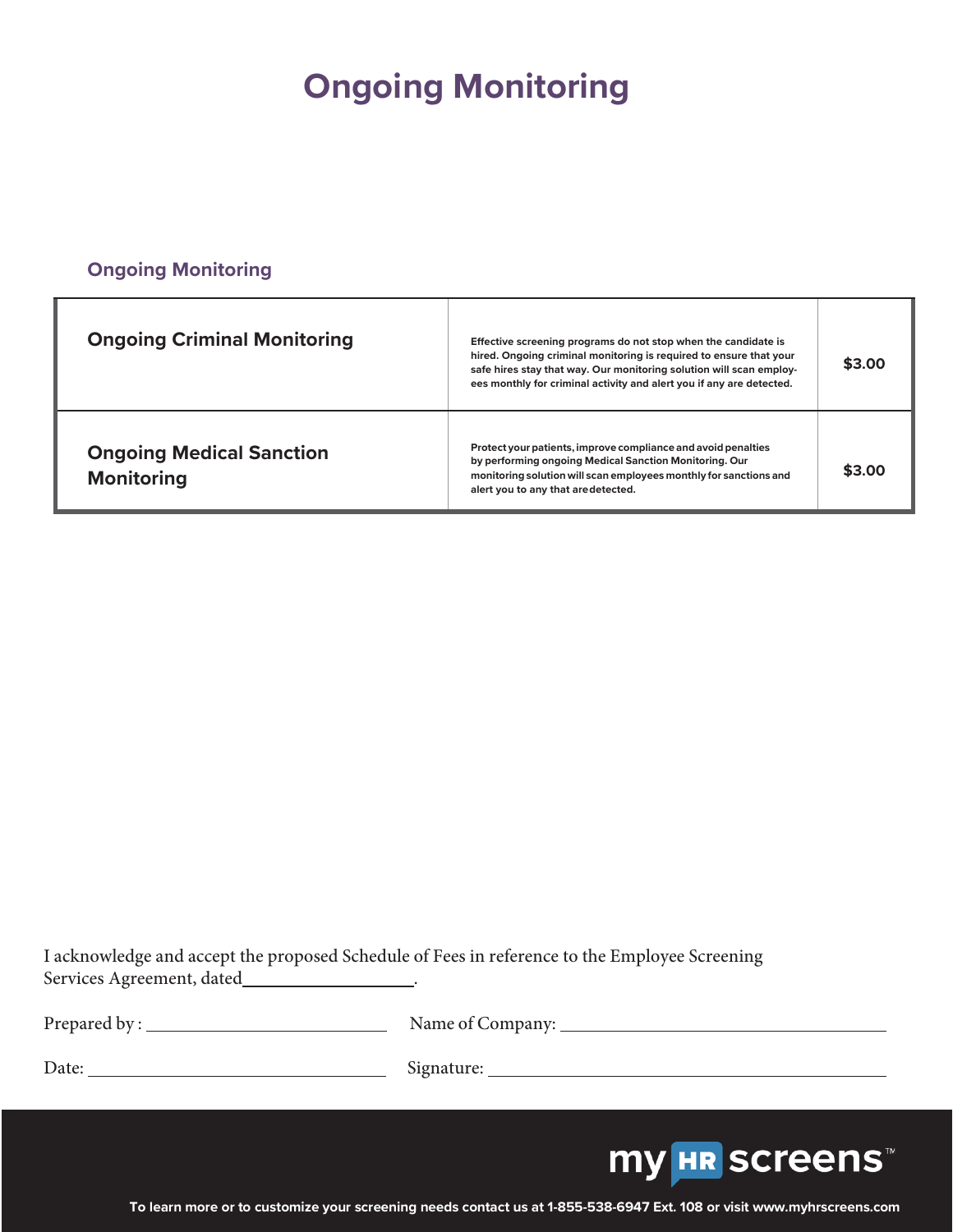# Ongoing Monitoring

## Ongoing Monitoring

| | | |
|---|---|---|
| **Ongoing Criminal Monitoring** | Effective screening programs do not stop when the candidate is hired. Ongoing criminal monitoring is required to ensure that your safe hires stay that way. Our monitoring solution will scan employees monthly for criminal activity and alert you if any are detected. | **$3.00** |
| **Ongoing Medical Sanction Monitoring** | Protect your patients, improve compliance and avoid penalties by performing ongoing Medical Sanction Monitoring. Our monitoring solution will scan employees monthly for sanctions and alert you to any that are detected. | **$3.00** |

I acknowledge and accept the proposed Schedule of Fees in reference to the Employee Screening Services Agreement, dated__________________.

Prepared by : __________________________ Name of Company: __________________________________

Date: ________________________________ Signature: ___________________________________________

my HR screens™

**To learn more or to customize your screening needs contact us at 1-855-538-6947 Ext. 108 or visit www.myhrscreens.com**